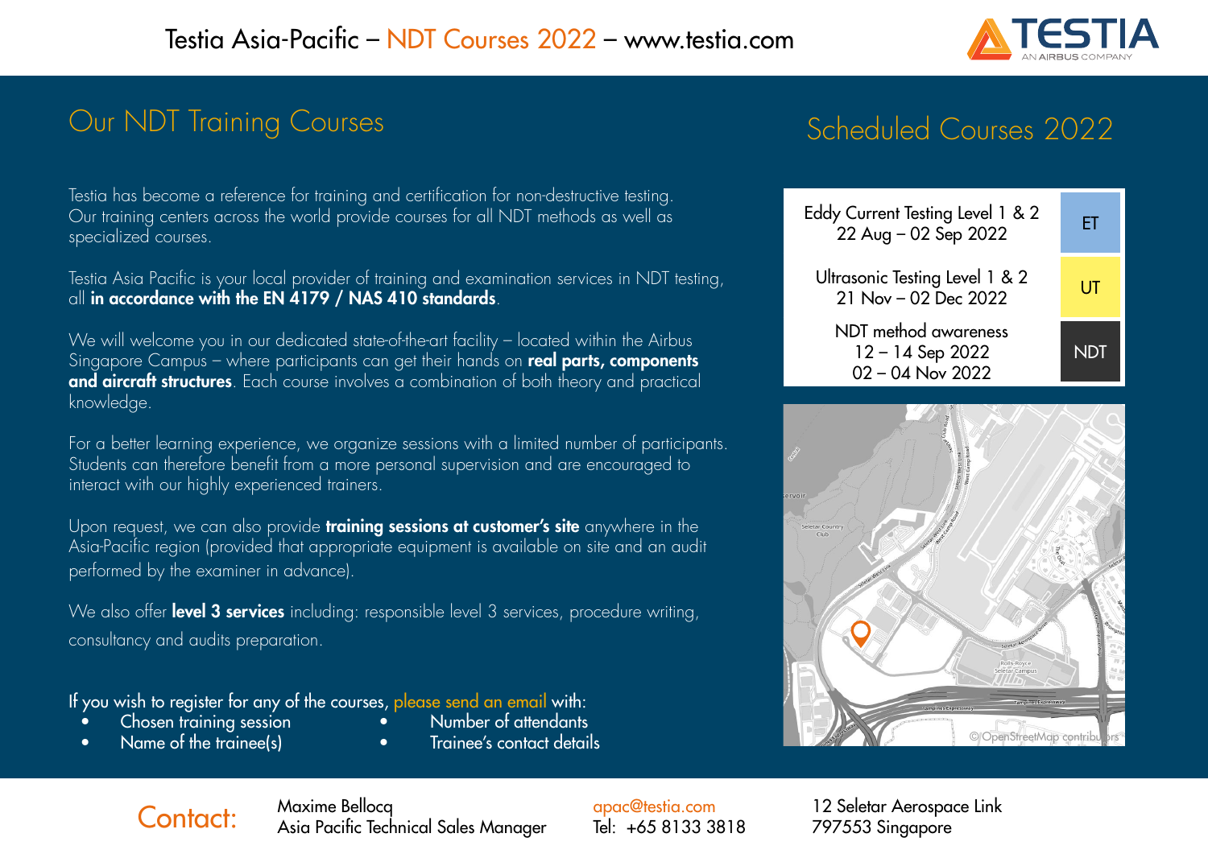# Testia Asia-Pacific – NDT Courses 2022 – www.testia.com

## Our NDT Training Courses

Testia has become a reference for training and certification for non-destructive testing. Our training centers across the world provide courses for all NDT methods as well as specialized courses.

Testia Asia Pacific is your local provider of training and examination services in NDT testing, all **in accordance with the EN 4179 / NAS 410 standards**.

We will welcome you in our dedicated state-of-the-art facility – located within the Airbus Singapore Campus – where participants can get their hands on **real parts, components and aircraft structures**. Each course involves a combination of both theory and practical knowledge.

For a better learning experience, we organize sessions with a limited number of participants. Students can therefore benefit from a more personal supervision and are encouraged to interact with our highly experienced trainers.

Upon request, we can also provide **training sessions at customer's site** anywhere in the Asia-Pacific region (provided that appropriate equipment is available on site and an audit performed by the examiner in advance).

We also offer **level 3 services** including: responsible level 3 services, procedure writing, consultancy and audits preparation.

If you wish to register for any of the courses, please send an email with:

- Chosen training session
- Name of the trainee(s)
- Number of attendants
- Trainee's contact details

## Scheduled Courses 2022

| Course | Method |
|---|---|
| Eddy Current Testing Level 1 & 2<br>22 Aug – 02 Sep 2022 | ET |
| Ultrasonic Testing Level 1 & 2<br>21 Nov – 02 Dec 2022 | UT |
| NDT method awareness<br>12 – 14 Sep 2022<br>02 – 04 Nov 2022 | NDT |

©OpenStreetMap contributors

**Contact:**

Maxime Bellocq
Asia Pacific Technical Sales Manager

apac@testia.com
Tel: +65 8133 3818

12 Seletar Aerospace Link
797553 Singapore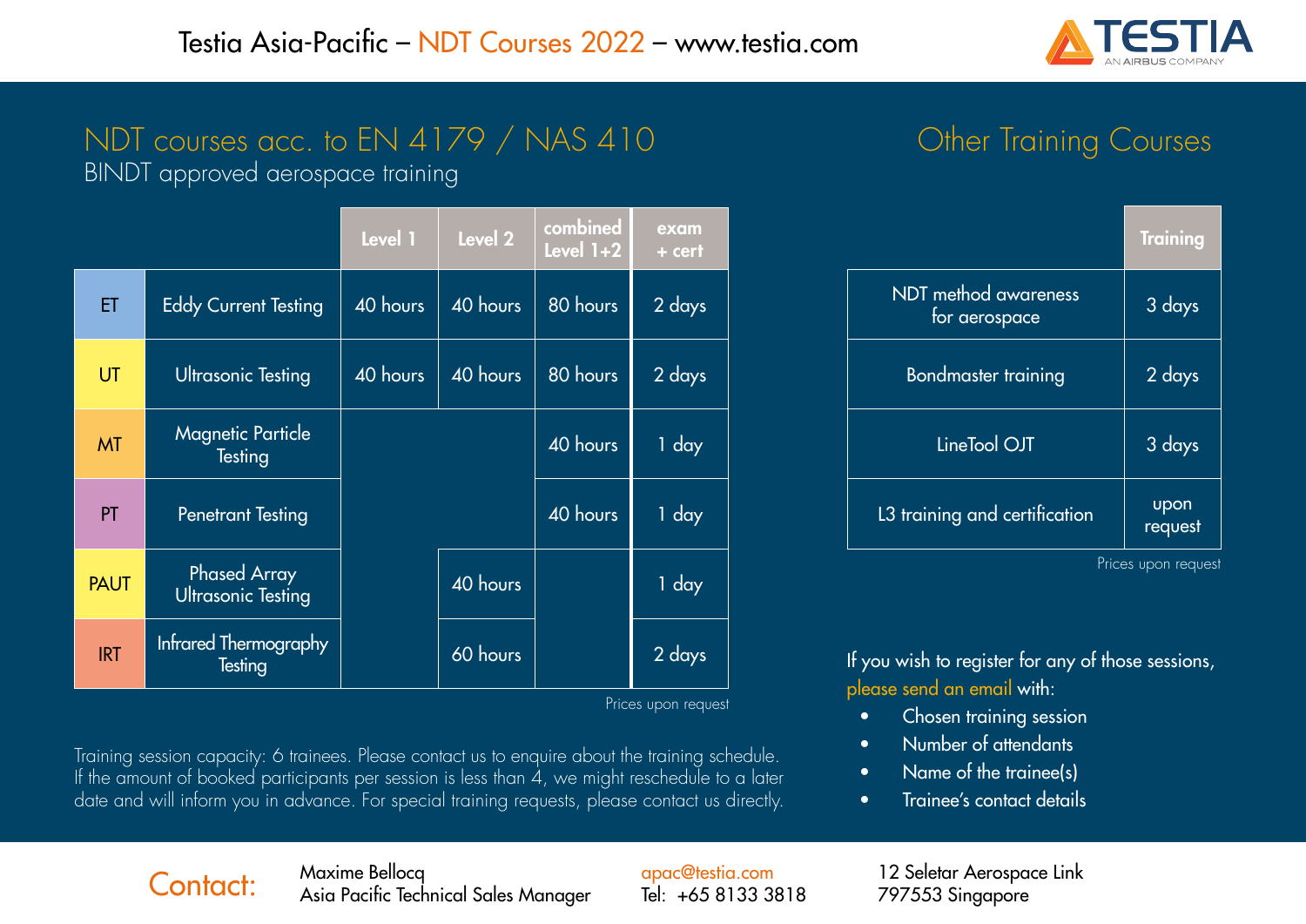Testia Asia-Pacific – NDT Courses 2022 – www.testia.com

TESTIA
AN AIRBUS COMPANY

# NDT courses acc. to EN 4179 / NAS 410

BINDT approved aerospace training

| | | Level 1 | Level 2 | combined Level 1+2 | exam + cert |
|---|---|---|---|---|---|
| ET | Eddy Current Testing | 40 hours | 40 hours | 80 hours | 2 days |
| UT | Ultrasonic Testing | 40 hours | 40 hours | 80 hours | 2 days |
| MT | Magnetic Particle Testing | | | 40 hours | 1 day |
| PT | Penetrant Testing | | | 40 hours | 1 day |
| PAUT | Phased Array Ultrasonic Testing | | 40 hours | | 1 day |
| IRT | Infrared Thermography Testing | | 60 hours | | 2 days |

Prices upon request

Training session capacity: 6 trainees. Please contact us to enquire about the training schedule. If the amount of booked participants per session is less than 4, we might reschedule to a later date and will inform you in advance. For special training requests, please contact us directly.

# Other Training Courses

| | Training |
|---|---|
| NDT method awareness for aerospace | 3 days |
| Bondmaster training | 2 days |
| LineTool OJT | 3 days |
| L3 training and certification | upon request |

Prices upon request

If you wish to register for any of those sessions, please send an email with:

- Chosen training session
- Number of attendants
- Name of the trainee(s)
- Trainee's contact details

Contact:

Maxime Bellocq
Asia Pacific Technical Sales Manager

apac@testia.com
Tel: +65 8133 3818

12 Seletar Aerospace Link
797553 Singapore